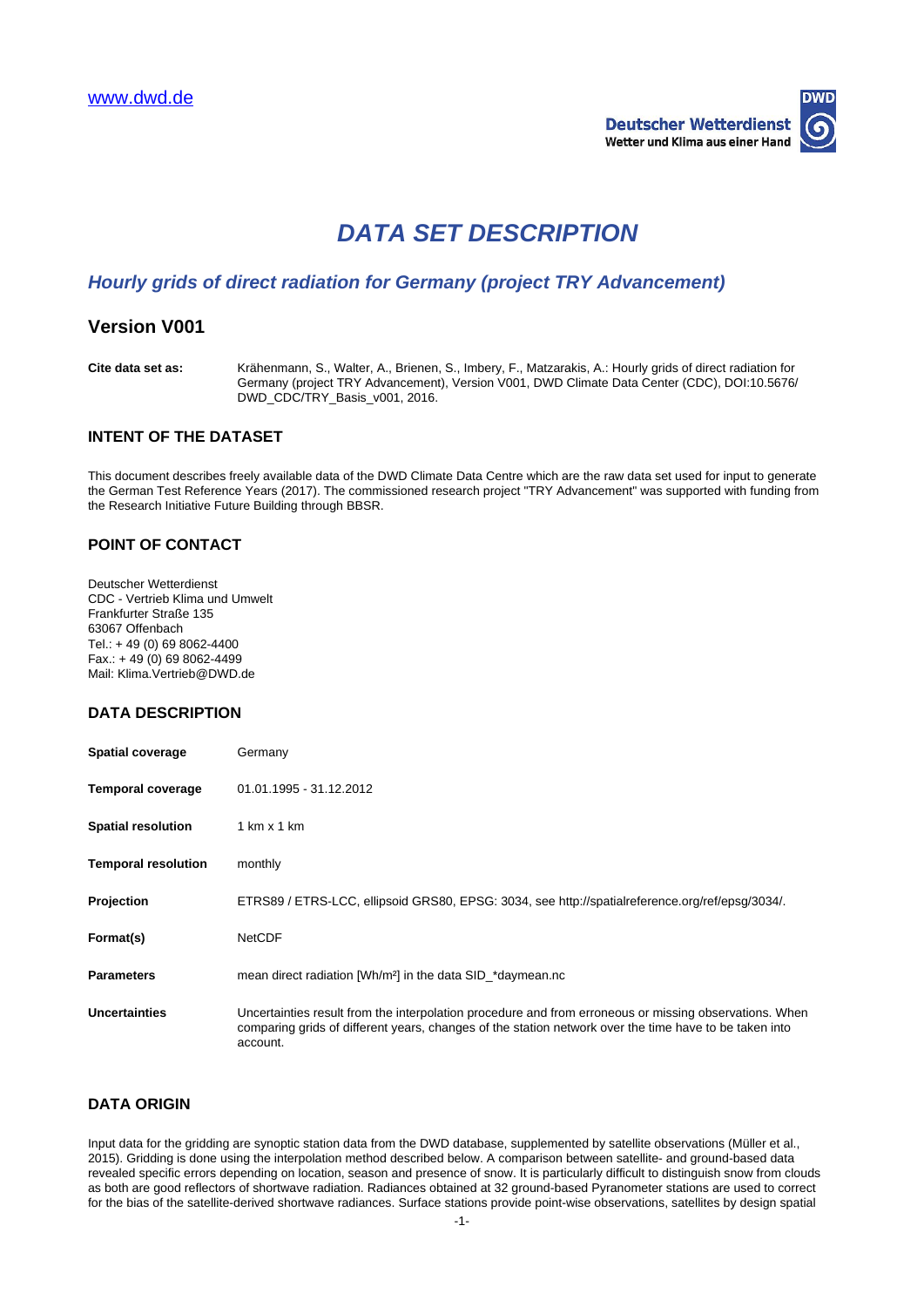www.dwd.de

Deutscher Wetterdienst
Wetter und Klima aus einer Hand

# DATA SET DESCRIPTION

## Hourly grids of direct radiation for Germany (project TRY Advancement)

## Version V001

**Cite data set as:** Krähenmann, S., Walter, A., Brienen, S., Imbery, F., Matzarakis, A.: Hourly grids of direct radiation for Germany (project TRY Advancement), Version V001, DWD Climate Data Center (CDC), DOI:10.5676/ DWD_CDC/TRY_Basis_v001, 2016.

### INTENT OF THE DATASET

This document describes freely available data of the DWD Climate Data Centre which are the raw data set used for input to generate the German Test Reference Years (2017). The commissioned research project "TRY Advancement" was supported with funding from the Research Initiative Future Building through BBSR.

### POINT OF CONTACT

Deutscher Wetterdienst
CDC - Vertrieb Klima und Umwelt
Frankfurter Straße 135
63067 Offenbach
Tel.: + 49 (0) 69 8062-4400
Fax.: + 49 (0) 69 8062-4499
Mail: Klima.Vertrieb@DWD.de

### DATA DESCRIPTION

| | |
|---|---|
| **Spatial coverage** | Germany |
| **Temporal coverage** | 01.01.1995 - 31.12.2012 |
| **Spatial resolution** | 1 km x 1 km |
| **Temporal resolution** | monthly |
| **Projection** | ETRS89 / ETRS-LCC, ellipsoid GRS80, EPSG: 3034, see http://spatialreference.org/ref/epsg/3034/. |
| **Format(s)** | NetCDF |
| **Parameters** | mean direct radiation [Wh/m²] in the data SID_*daymean.nc |
| **Uncertainties** | Uncertainties result from the interpolation procedure and from erroneous or missing observations. When comparing grids of different years, changes of the station network over the time have to be taken into account. |

### DATA ORIGIN

Input data for the gridding are synoptic station data from the DWD database, supplemented by satellite observations (Müller et al., 2015). Gridding is done using the interpolation method described below. A comparison between satellite- and ground-based data revealed specific errors depending on location, season and presence of snow. It is particularly difficult to distinguish snow from clouds as both are good reflectors of shortwave radiation. Radiances obtained at 32 ground-based Pyranometer stations are used to correct for the bias of the satellite-derived shortwave radiances. Surface stations provide point-wise observations, satellites by design spatial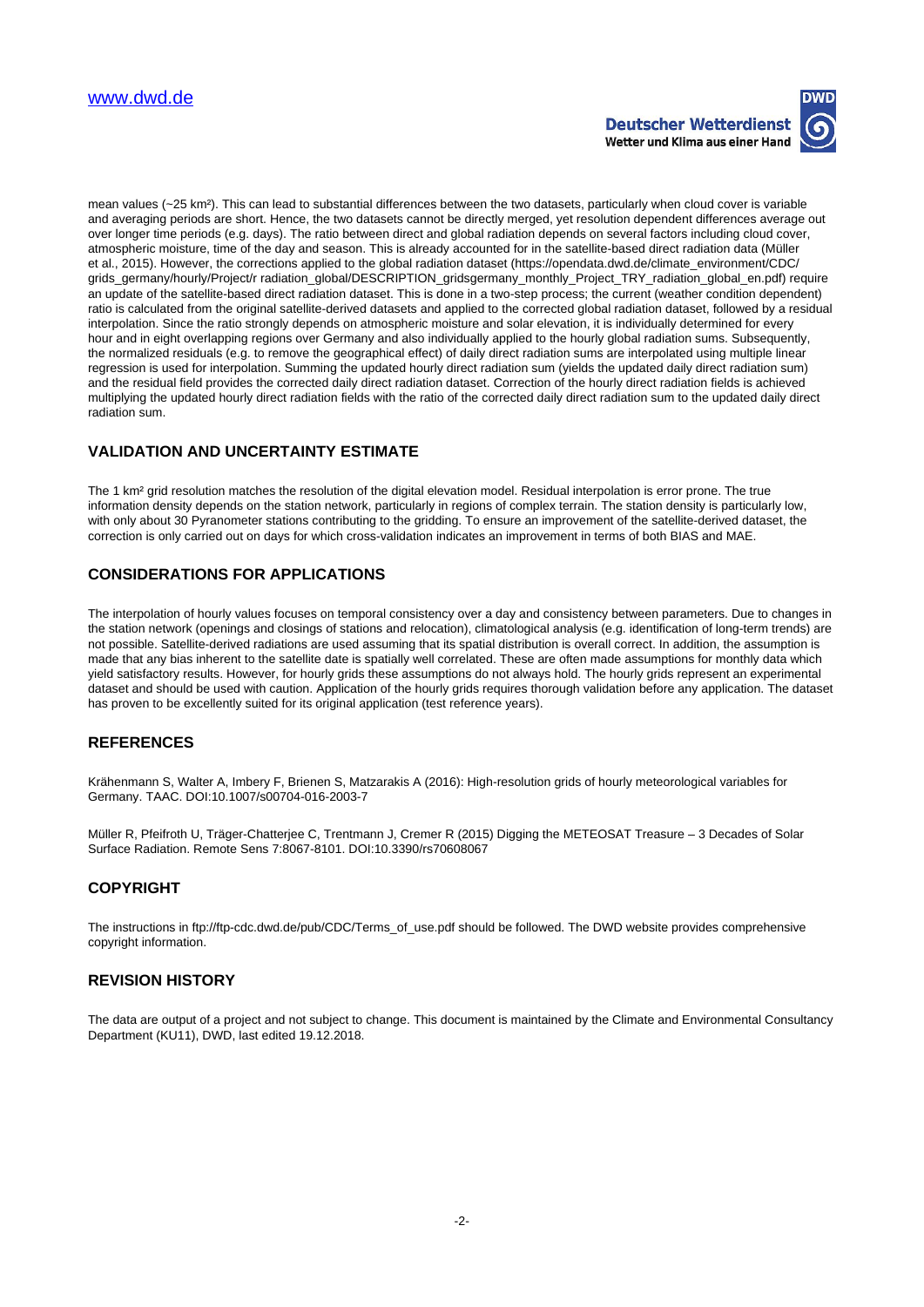mean values (~25 km²). This can lead to substantial differences between the two datasets, particularly when cloud cover is variable and averaging periods are short. Hence, the two datasets cannot be directly merged, yet resolution dependent differences average out over longer time periods (e.g. days). The ratio between direct and global radiation depends on several factors including cloud cover, atmospheric moisture, time of the day and season. This is already accounted for in the satellite-based direct radiation data (Müller et al., 2015). However, the corrections applied to the global radiation dataset (https://opendata.dwd.de/climate_environment/CDC/grids_germany/hourly/Project/r radiation_global/DESCRIPTION_gridsgermany_monthly_Project_TRY_radiation_global_en.pdf) require an update of the satellite-based direct radiation dataset. This is done in a two-step process; the current (weather condition dependent) ratio is calculated from the original satellite-derived datasets and applied to the corrected global radiation dataset, followed by a residual interpolation. Since the ratio strongly depends on atmospheric moisture and solar elevation, it is individually determined for every hour and in eight overlapping regions over Germany and also individually applied to the hourly global radiation sums. Subsequently, the normalized residuals (e.g. to remove the geographical effect) of daily direct radiation sums are interpolated using multiple linear regression is used for interpolation. Summing the updated hourly direct radiation sum (yields the updated daily direct radiation sum) and the residual field provides the corrected daily direct radiation dataset. Correction of the hourly direct radiation fields is achieved multiplying the updated hourly direct radiation fields with the ratio of the corrected daily direct radiation sum to the updated daily direct radiation sum.

## VALIDATION AND UNCERTAINTY ESTIMATE

The 1 km² grid resolution matches the resolution of the digital elevation model. Residual interpolation is error prone. The true information density depends on the station network, particularly in regions of complex terrain. The station density is particularly low, with only about 30 Pyranometer stations contributing to the gridding. To ensure an improvement of the satellite-derived dataset, the correction is only carried out on days for which cross-validation indicates an improvement in terms of both BIAS and MAE.

## CONSIDERATIONS FOR APPLICATIONS

The interpolation of hourly values focuses on temporal consistency over a day and consistency between parameters. Due to changes in the station network (openings and closings of stations and relocation), climatological analysis (e.g. identification of long-term trends) are not possible. Satellite-derived radiations are used assuming that its spatial distribution is overall correct. In addition, the assumption is made that any bias inherent to the satellite date is spatially well correlated. These are often made assumptions for monthly data which yield satisfactory results. However, for hourly grids these assumptions do not always hold. The hourly grids represent an experimental dataset and should be used with caution. Application of the hourly grids requires thorough validation before any application. The dataset has proven to be excellently suited for its original application (test reference years).

## REFERENCES

Krähenmann S, Walter A, Imbery F, Brienen S, Matzarakis A (2016): High-resolution grids of hourly meteorological variables for Germany. TAAC. DOI:10.1007/s00704-016-2003-7

Müller R, Pfeifroth U, Träger-Chatterjee C, Trentmann J, Cremer R (2015) Digging the METEOSAT Treasure – 3 Decades of Solar Surface Radiation. Remote Sens 7:8067-8101. DOI:10.3390/rs70608067

## COPYRIGHT

The instructions in ftp://ftp-cdc.dwd.de/pub/CDC/Terms_of_use.pdf should be followed. The DWD website provides comprehensive copyright information.

## REVISION HISTORY

The data are output of a project and not subject to change. This document is maintained by the Climate and Environmental Consultancy Department (KU11), DWD, last edited 19.12.2018.